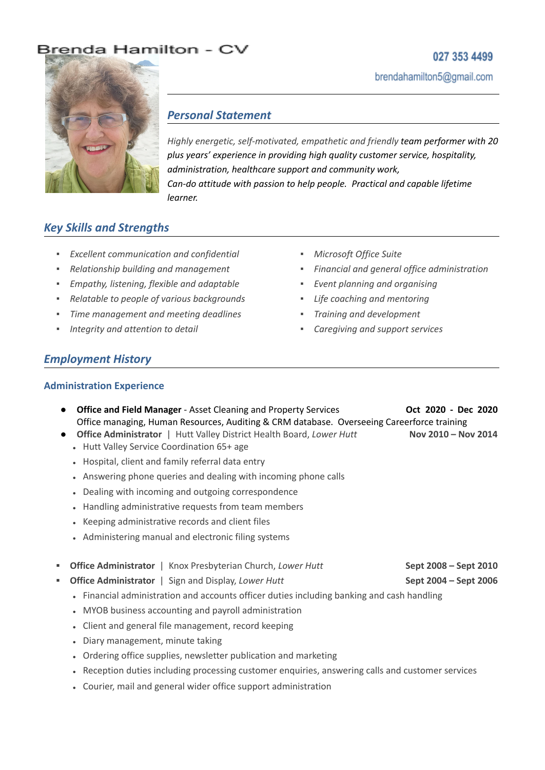# Brenda Hamilton - CV

027 353 4499

brendahamilton5@gmail.com

## *Personal Statement*

*Highly energetic, self-motivated, empathetic and friendly team performer with 20 plus years' experience in providing high quality customer service, hospitality, administration, healthcare support and community work,*
*Can-do attitude with passion to help people. Practical and capable lifetime learner.*

## *Key Skills and Strengths*

- *Excellent communication and confidential*
- *Relationship building and management*
- *Empathy, listening, flexible and adaptable*
- *Relatable to people of various backgrounds*
- *Time management and meeting deadlines*
- *Integrity and attention to detail*
- *Microsoft Office Suite*
- *Financial and general office administration*
- *Event planning and organising*
- *Life coaching and mentoring*
- *Training and development*
- *Caregiving and support services*

## *Employment History*

### Administration Experience

- **Office and Field Manager** - Asset Cleaning and Property Services — **Oct 2020 - Dec 2020**
  Office managing, Human Resources, Auditing & CRM database. Overseeing Careerforce training
- **Office Administrator** | Hutt Valley District Health Board, *Lower Hutt* — **Nov 2010 – Nov 2014**
  - Hutt Valley Service Coordination 65+ age
  - Hospital, client and family referral data entry
  - Answering phone queries and dealing with incoming phone calls
  - Dealing with incoming and outgoing correspondence
  - Handling administrative requests from team members
  - Keeping administrative records and client files
  - Administering manual and electronic filing systems

- **Office Administrator** | Knox Presbyterian Church, *Lower Hutt* — **Sept 2008 – Sept 2010**
- **Office Administrator** | Sign and Display, *Lower Hutt* — **Sept 2004 – Sept 2006**
  - Financial administration and accounts officer duties including banking and cash handling
  - MYOB business accounting and payroll administration
  - Client and general file management, record keeping
  - Diary management, minute taking
  - Ordering office supplies, newsletter publication and marketing
  - Reception duties including processing customer enquiries, answering calls and customer services
  - Courier, mail and general wider office support administration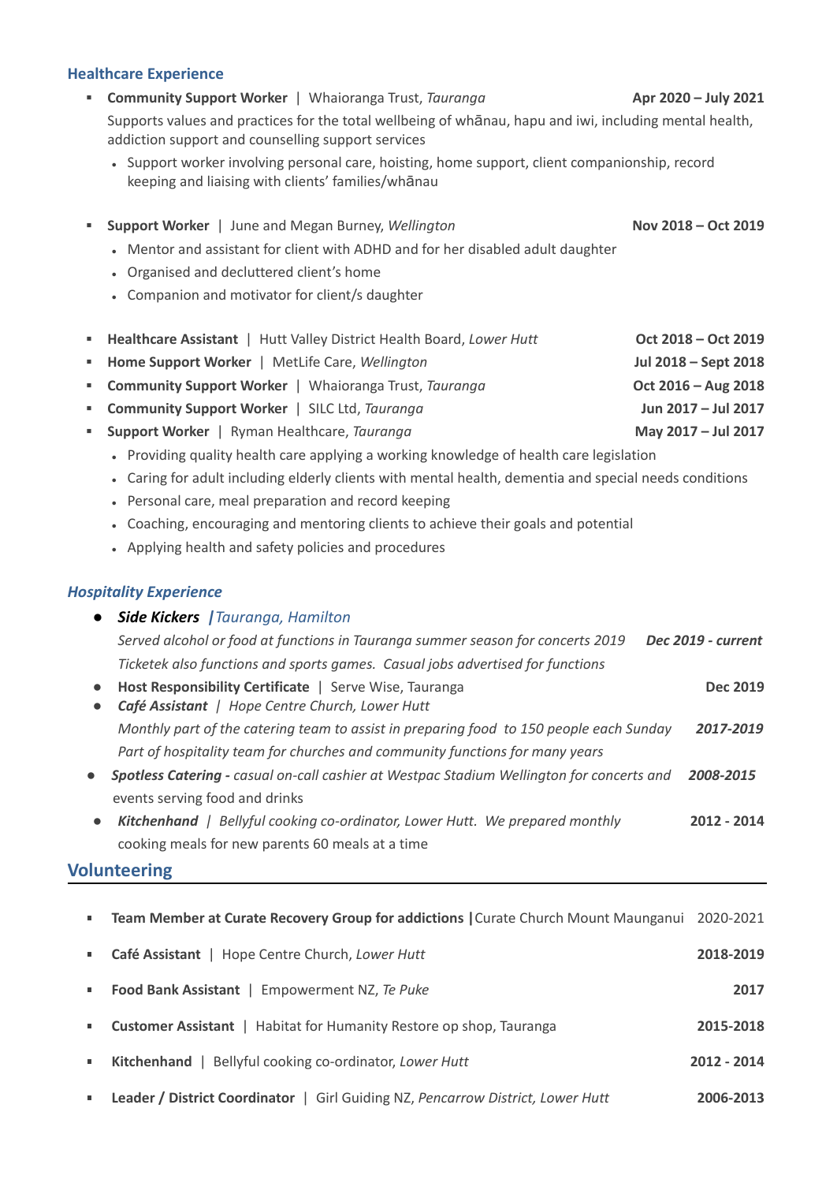## Healthcare Experience

- **Community Support Worker** | Whaioranga Trust, *Tauranga* **Apr 2020 – July 2021**
  Supports values and practices for the total wellbeing of whānau, hapu and iwi, including mental health, addiction support and counselling support services
  - Support worker involving personal care, hoisting, home support, client companionship, record keeping and liaising with clients' families/whānau

- **Support Worker** | June and Megan Burney, *Wellington* **Nov 2018 – Oct 2019**
  - Mentor and assistant for client with ADHD and for her disabled adult daughter
  - Organised and decluttered client's home
  - Companion and motivator for client/s daughter

- **Healthcare Assistant** | Hutt Valley District Health Board, *Lower Hutt* **Oct 2018 – Oct 2019**
- **Home Support Worker** | MetLife Care, *Wellington* **Jul 2018 – Sept 2018**
- **Community Support Worker** | Whaioranga Trust, *Tauranga* **Oct 2016 – Aug 2018**
- **Community Support Worker** | SILC Ltd, *Tauranga* **Jun 2017 – Jul 2017**
- **Support Worker** | Ryman Healthcare, *Tauranga* **May 2017 – Jul 2017**
  - Providing quality health care applying a working knowledge of health care legislation
  - Caring for adult including elderly clients with mental health, dementia and special needs conditions
  - Personal care, meal preparation and record keeping
  - Coaching, encouraging and mentoring clients to achieve their goals and potential
  - Applying health and safety policies and procedures

## *Hospitality Experience*

- ***Side Kickers*** ***|*** *Tauranga, Hamilton*
  *Served alcohol or food at functions in Tauranga summer season for concerts 2019* ***Dec 2019 - current***
  *Ticketek also functions and sports games. Casual jobs advertised for functions*
- **Host Responsibility Certificate** | Serve Wise, Tauranga **Dec 2019**
- ***Café Assistant*** | *Hope Centre Church, Lower Hutt*
  *Monthly part of the catering team to assist in preparing food to 150 people each Sunday* ***2017-2019***
  *Part of hospitality team for churches and community functions for many years*
- ***Spotless Catering -*** *casual on-call cashier at Westpac Stadium Wellington for concerts and* ***2008-2015***
  events serving food and drinks
- ***Kitchenhand*** | *Bellyful cooking co-ordinator, Lower Hutt. We prepared monthly* **2012 - 2014**
  cooking meals for new parents 60 meals at a time

## Volunteering

- **Team Member at Curate Recovery Group for addictions |** Curate Church Mount Maunganui 2020-2021
- **Café Assistant** | Hope Centre Church, *Lower Hutt* **2018-2019**
- **Food Bank Assistant** | Empowerment NZ, *Te Puke* **2017**
- **Customer Assistant** | Habitat for Humanity Restore op shop, Tauranga **2015-2018**
- **Kitchenhand** | Bellyful cooking co-ordinator, *Lower Hutt* **2012 - 2014**
- **Leader / District Coordinator** | Girl Guiding NZ, *Pencarrow District, Lower Hutt* **2006-2013**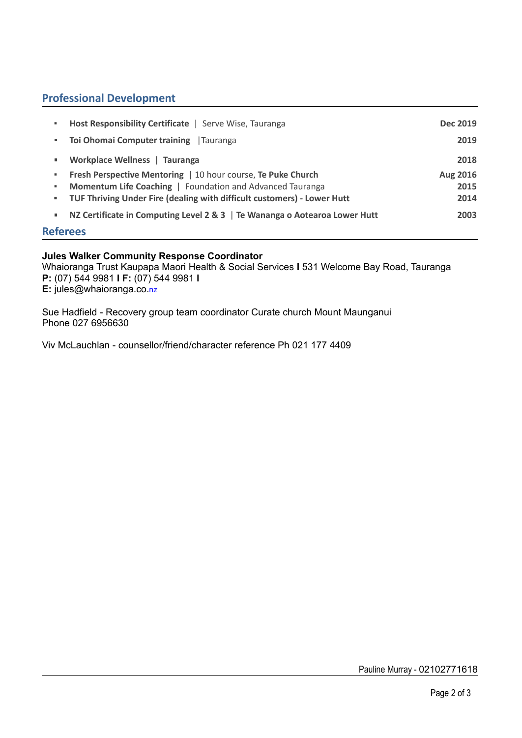## Professional Development

- **Host Responsibility Certificate** | Serve Wise, Tauranga **Dec 2019**
- **Toi Ohomai Computer training** |Tauranga **2019**
- **Workplace Wellness** | **Tauranga** **2018**
- **Fresh Perspective Mentoring** | 10 hour course, **Te Puke Church** **Aug 2016**
- **Momentum Life Coaching** | Foundation and Advanced Tauranga **2015**
- **TUF Thriving Under Fire (dealing with difficult customers) - Lower Hutt** **2014**
- **NZ Certificate in Computing Level 2 & 3** | **Te Wananga o Aotearoa Lower Hutt** **2003**

## Referees

**Jules Walker Community Response Coordinator**
Whaioranga Trust Kaupapa Maori Health & Social Services **I** 531 Welcome Bay Road, Tauranga
**P:** (07) 544 9981 **I F:** (07) 544 9981 **I**
**E:** jules@whaioranga.co.nz

Sue Hadfield - Recovery group team coordinator Curate church Mount Maunganui
Phone 027 6956630

Viv McLauchlan - counsellor/friend/character reference Ph 021 177 4409